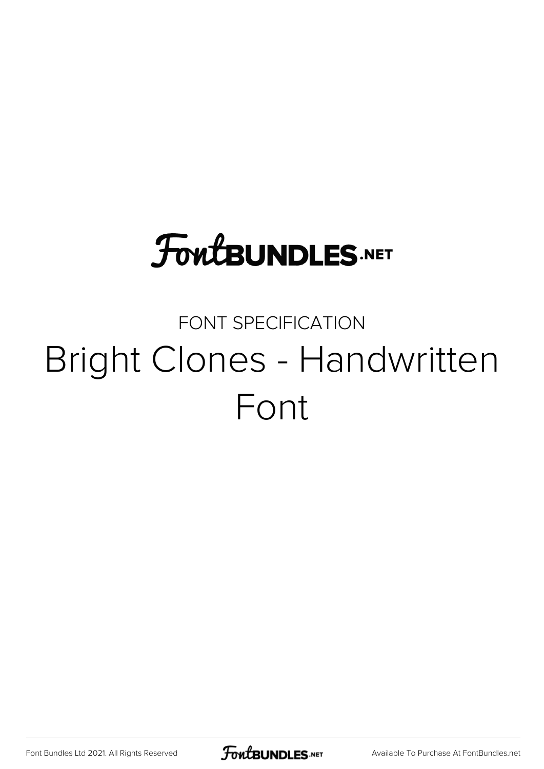FontBUNDLES.NET

FONT SPECIFICATION

# Bright Clones - Handwritten Font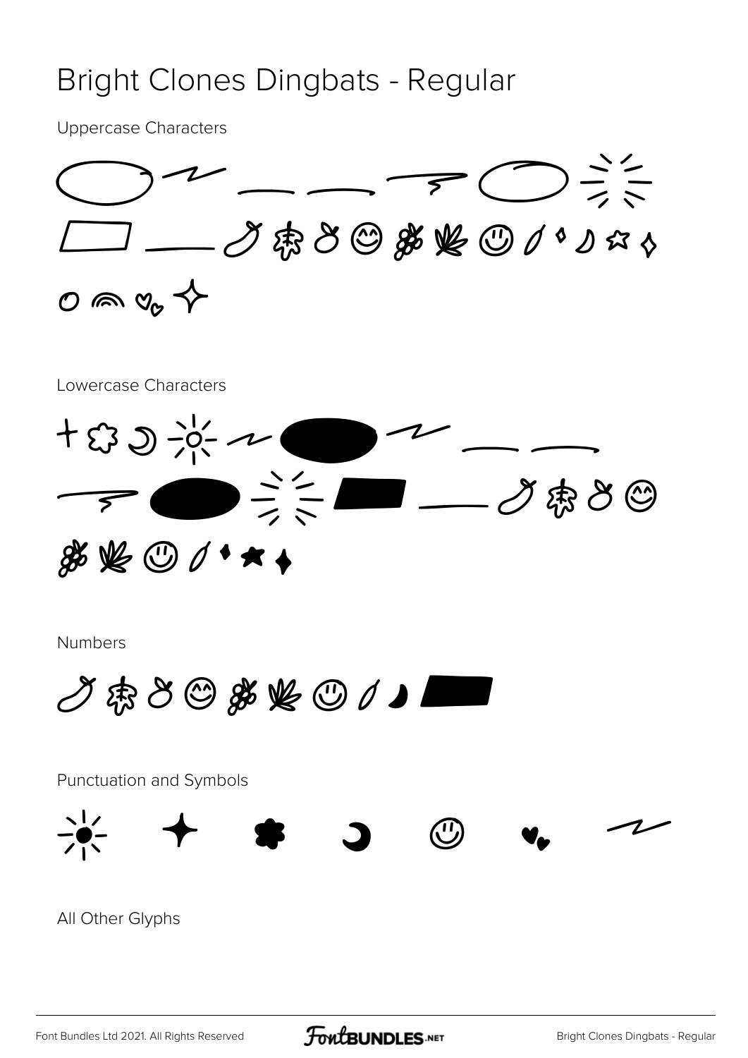# Bright Clones Dingbats - Regular

Uppercase Characters

Lowercase Characters

Numbers

Punctuation and Symbols

All Other Glyphs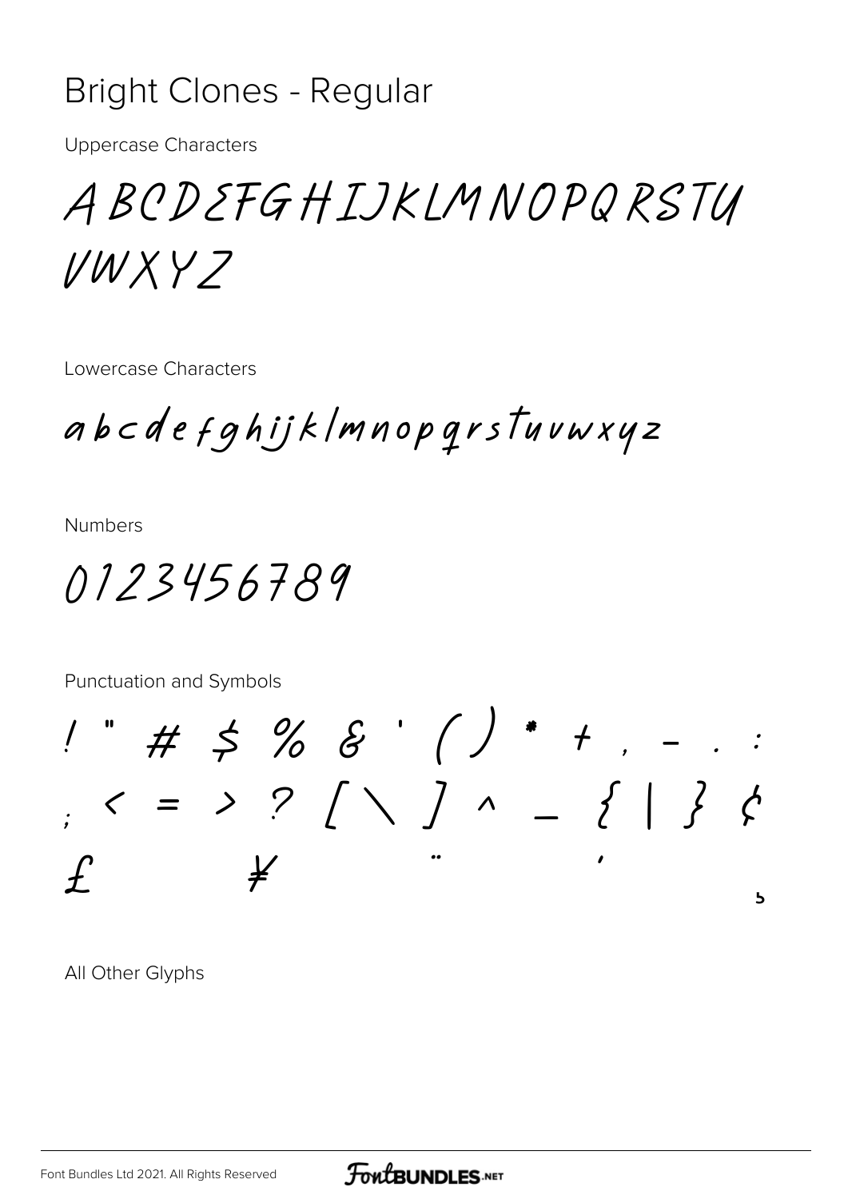# Bright Clones - Regular

Uppercase Characters

A B C D E F G H I J K L M N O P Q R S T U V W X Y Z

Lowercase Characters

a b c d e f g h i j k l m n o p q r s t u v w x y z

Numbers

0 1 2 3 4 5 6 7 8 9

Punctuation and Symbols

! " # $ % & ' ( ) * + , - . : ; < = > ? [ \ ] ^ _ { | } ¢ £ ¥ ¨ ´ ¸

All Other Glyphs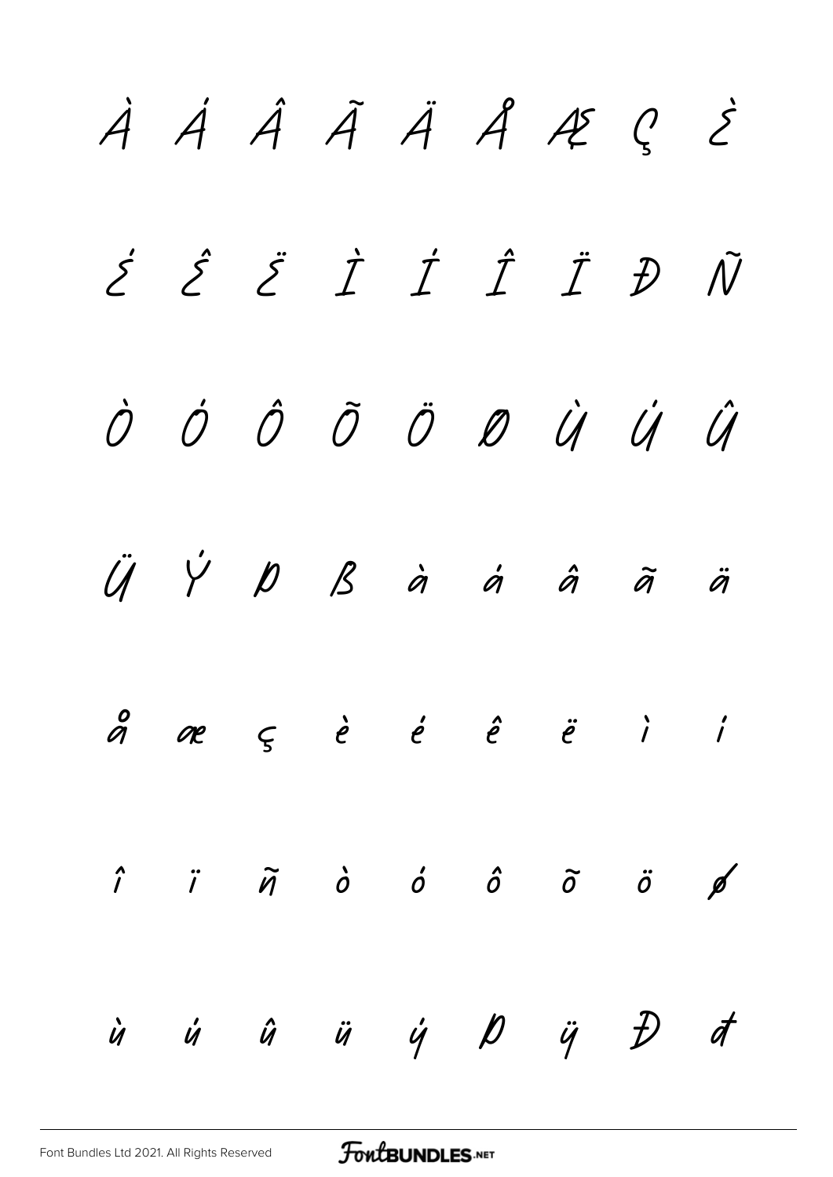À Á Â Ã Ä Å Æ Ç È

É Ê Ë Ì Í Î Ï Ð Ñ

Ò Ó Ô Õ Ö Ø Ù Ú Û

Ü Ý Þ ß à á â ã ä

å æ ç è é ê ë ì í

î ï ñ ò ó ô õ ö ø

ù ú û ü ý þ ÿ Đ đ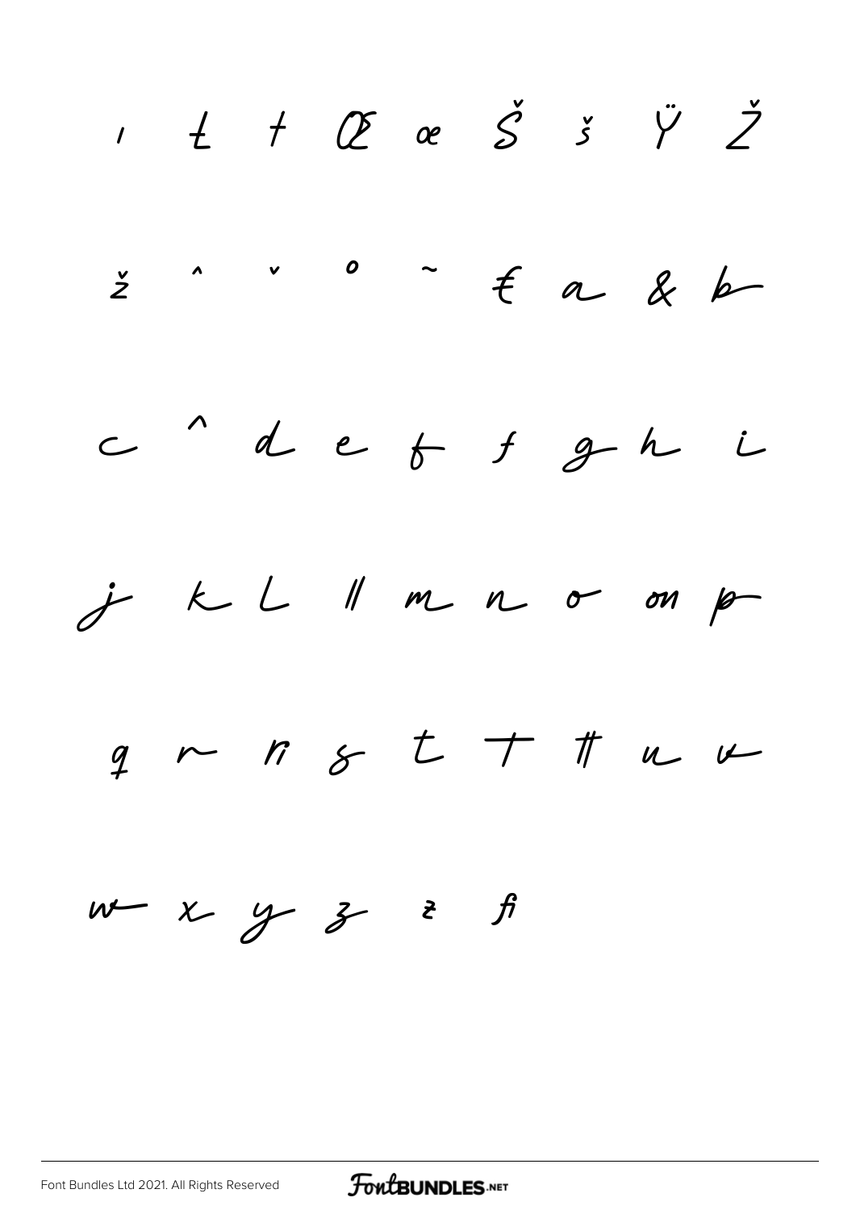ı ł † Œ œ Š š Ÿ Ž

ž ˆ ˇ ˚ ˜ € a & b

c ^ d e f f g h i

j k L ll m n o on p

q r n s t T tt u v

w x y z z fi

Font Bundles Ltd 2021. All Rights Reserved